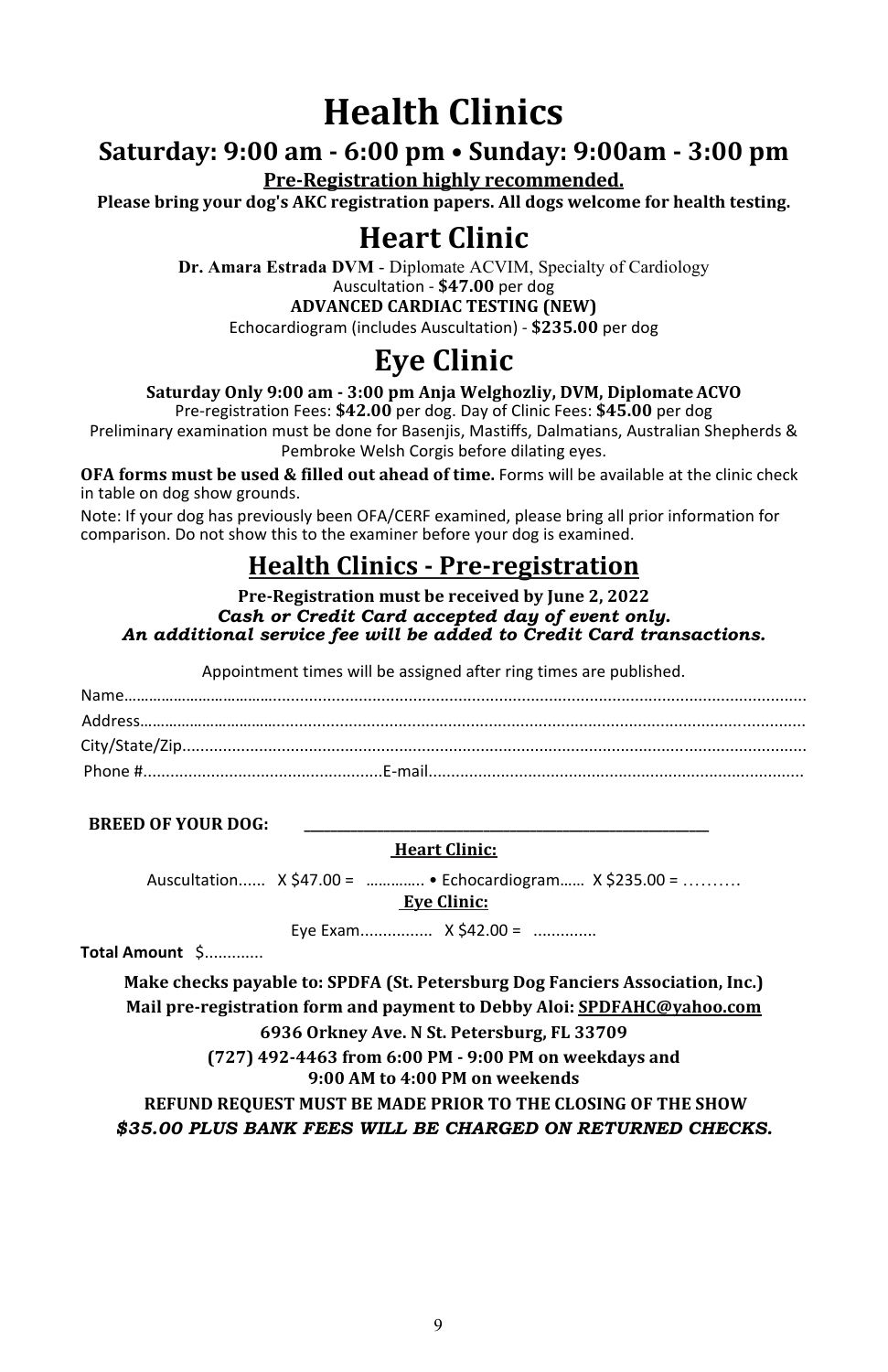# Health Clinics

## Saturday: 9:00 am - 6:00 pm • Sunday: 9:00am - 3:00 pm

**Pre-Registration highly recommended.**

**Please bring your dog's AKC registration papers. All dogs welcome for health testing.**

# Heart Clinic

**Dr. Amara Estrada DVM** - Diplomate ACVIM, Specialty of Cardiology

Auscultation - **$47.00** per dog

**ADVANCED CARDIAC TESTING (NEW)**

Echocardiogram (includes Auscultation) - **$235.00** per dog

# Eye Clinic

**Saturday Only 9:00 am - 3:00 pm Anja Welghozliy, DVM, Diplomate ACVO**

Pre-registration Fees: **$42.00** per dog. Day of Clinic Fees: **$45.00** per dog

Preliminary examination must be done for Basenjis, Mastiffs, Dalmatians, Australian Shepherds & Pembroke Welsh Corgis before dilating eyes.

**OFA forms must be used & filled out ahead of time.** Forms will be available at the clinic check in table on dog show grounds.

Note: If your dog has previously been OFA/CERF examined, please bring all prior information for comparison. Do not show this to the examiner before your dog is examined.

## Health Clinics - Pre-registration

**Pre-Registration must be received by June 2, 2022**

***Cash or Credit Card accepted day of event only.***

***An additional service fee will be added to Credit Card transactions.***

Appointment times will be assigned after ring times are published.

Name.......................................................................................................................................................

Address...................................................................................................................................................

City/State/Zip..........................................................................................................................................

Phone #....................................................E-mail....................................................................................

**BREED OF YOUR DOG:** ______________________________________________

**Heart Clinic:**

Auscultation...... X $47.00 = .............. • Echocardiogram...... X $235.00 = ..........

**Eye Clinic:**

Eye Exam................ X $42.00 = ..............

**Total Amount** $.............

**Make checks payable to: SPDFA (St. Petersburg Dog Fanciers Association, Inc.)**

**Mail pre-registration form and payment to Debby Aloi: SPDFAHC@yahoo.com**

**6936 Orkney Ave. N St. Petersburg, FL 33709**

**(727) 492-4463 from 6:00 PM - 9:00 PM on weekdays and 9:00 AM to 4:00 PM on weekends**

**REFUND REQUEST MUST BE MADE PRIOR TO THE CLOSING OF THE SHOW**

***$35.00 PLUS BANK FEES WILL BE CHARGED ON RETURNED CHECKS.***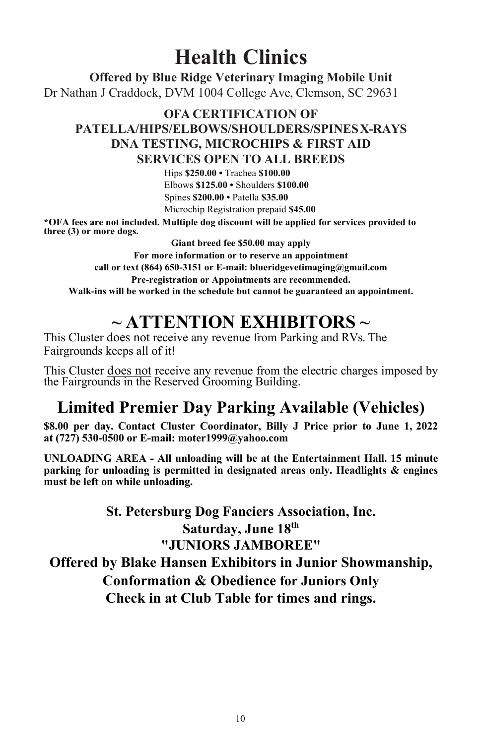# Health Clinics

**Offered by Blue Ridge Veterinary Imaging Mobile Unit**

Dr Nathan J Craddock, DVM 1004 College Ave, Clemson, SC 29631

**OFA CERTIFICATION OF**
**PATELLA/HIPS/ELBOWS/SHOULDERS/SPINES X-RAYS**
**DNA TESTING, MICROCHIPS & FIRST AID**
**SERVICES OPEN TO ALL BREEDS**

Hips **$250.00 •** Trachea **$100.00**
Elbows **$125.00 •** Shoulders **$100.00**
Spines **$200.00 •** Patella **$35.00**
Microchip Registration prepaid **$45.00**

**\*OFA fees are not included. Multiple dog discount will be applied for services provided to three (3) or more dogs.**

**Giant breed fee $50.00 may apply**

**For more information or to reserve an appointment**
**call or text (864) 650-3151 or E-mail: blueridgevetimaging@gmail.com**
**Pre-registration or Appointments are recommended.**
**Walk-ins will be worked in the schedule but cannot be guaranteed an appointment.**

# ~ ATTENTION EXHIBITORS ~

This Cluster <u>does not</u> receive any revenue from Parking and RVs. The Fairgrounds keeps all of it!

This Cluster <u>does not</u> receive any revenue from the electric charges imposed by the Fairgrounds in the Reserved Grooming Building.

## Limited Premier Day Parking Available (Vehicles)

**$8.00 per day. Contact Cluster Coordinator, Billy J Price prior to June 1, 2022 at (727) 530-0500 or E-mail: moter1999@yahoo.com**

**UNLOADING AREA - All unloading will be at the Entertainment Hall. 15 minute parking for unloading is permitted in designated areas only. Headlights & engines must be left on while unloading.**

### St. Petersburg Dog Fanciers Association, Inc.
### Saturday, June 18th
### "JUNIORS JAMBOREE"
### Offered by Blake Hansen Exhibitors in Junior Showmanship, Conformation & Obedience for Juniors Only
### Check in at Club Table for times and rings.